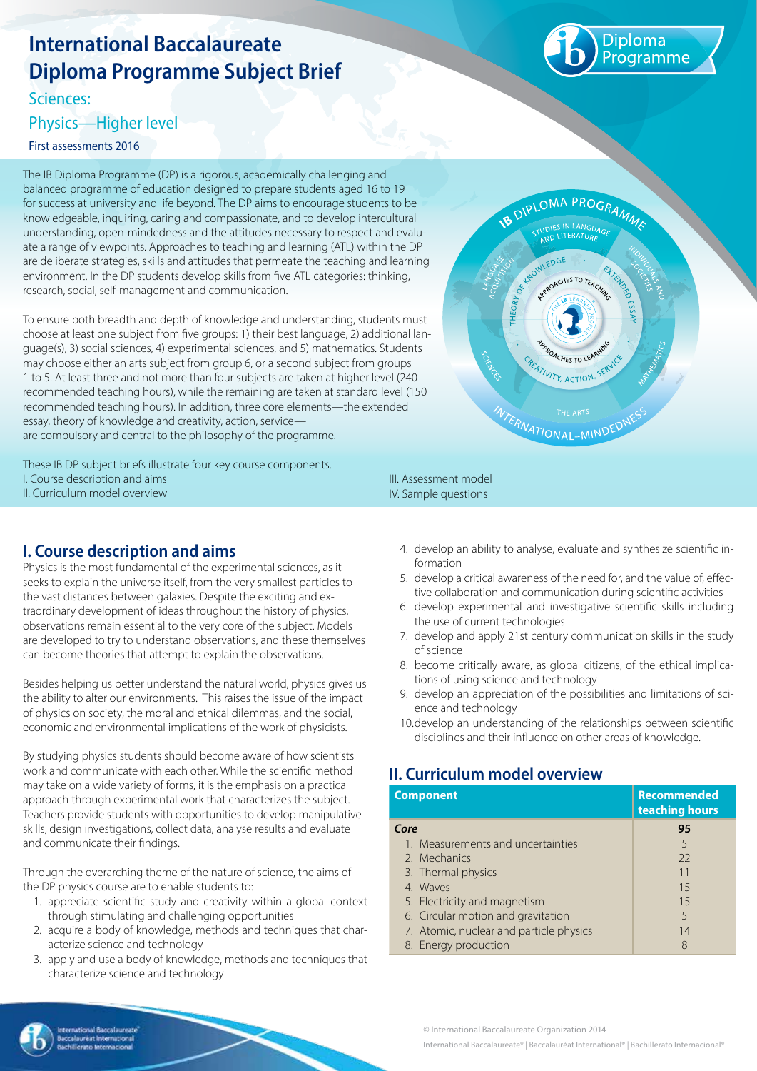# International Baccalaureate Diploma Programme Subject Brief

## Sciences:

## Physics—Higher level

First assessments 2016

The IB Diploma Programme (DP) is a rigorous, academically challenging and balanced programme of education designed to prepare students aged 16 to 19 for success at university and life beyond. The DP aims to encourage students to be knowledgeable, inquiring, caring and compassionate, and to develop intercultural understanding, open-mindedness and the attitudes necessary to respect and evaluate a range of viewpoints. Approaches to teaching and learning (ATL) within the DP are deliberate strategies, skills and attitudes that permeate the teaching and learning environment. In the DP students develop skills from five ATL categories: thinking, research, social, self-management and communication.

To ensure both breadth and depth of knowledge and understanding, students must choose at least one subject from five groups: 1) their best language, 2) additional language(s), 3) social sciences, 4) experimental sciences, and 5) mathematics. Students may choose either an arts subject from group 6, or a second subject from groups 1 to 5. At least three and not more than four subjects are taken at higher level (240 recommended teaching hours), while the remaining are taken at standard level (150 recommended teaching hours). In addition, three core elements—the extended essay, theory of knowledge and creativity, action, service—are compulsory and central to the philosophy of the programme.

These IB DP subject briefs illustrate four key course components.

I. Course description and aims
II. Curriculum model overview
III. Assessment model
IV. Sample questions

## I. Course description and aims

Physics is the most fundamental of the experimental sciences, as it seeks to explain the universe itself, from the very smallest particles to the vast distances between galaxies. Despite the exciting and extraordinary development of ideas throughout the history of physics, observations remain essential to the very core of the subject. Models are developed to try to understand observations, and these themselves can become theories that attempt to explain the observations.

Besides helping us better understand the natural world, physics gives us the ability to alter our environments. This raises the issue of the impact of physics on society, the moral and ethical dilemmas, and the social, economic and environmental implications of the work of physicists.

By studying physics students should become aware of how scientists work and communicate with each other. While the scientific method may take on a wide variety of forms, it is the emphasis on a practical approach through experimental work that characterizes the subject. Teachers provide students with opportunities to develop manipulative skills, design investigations, collect data, analyse results and evaluate and communicate their findings.

Through the overarching theme of the nature of science, the aims of the DP physics course are to enable students to:

1. appreciate scientific study and creativity within a global context through stimulating and challenging opportunities
2. acquire a body of knowledge, methods and techniques that characterize science and technology
3. apply and use a body of knowledge, methods and techniques that characterize science and technology
4. develop an ability to analyse, evaluate and synthesize scientific information
5. develop a critical awareness of the need for, and the value of, effective collaboration and communication during scientific activities
6. develop experimental and investigative scientific skills including the use of current technologies
7. develop and apply 21st century communication skills in the study of science
8. become critically aware, as global citizens, of the ethical implications of using science and technology
9. develop an appreciation of the possibilities and limitations of science and technology
10. develop an understanding of the relationships between scientific disciplines and their influence on other areas of knowledge.

## II. Curriculum model overview

| Component | Recommended teaching hours |
|---|---|
| ***Core*** | **95** |
| 1. Measurements and uncertainties | 5 |
| 2. Mechanics | 22 |
| 3. Thermal physics | 11 |
| 4. Waves | 15 |
| 5. Electricity and magnetism | 15 |
| 6. Circular motion and gravitation | 5 |
| 7. Atomic, nuclear and particle physics | 14 |
| 8. Energy production | 8 |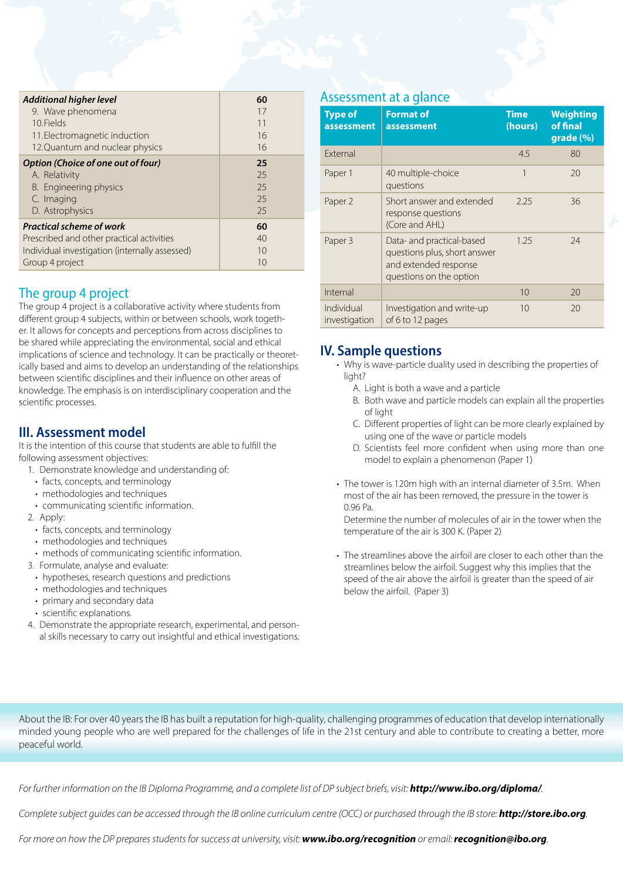| | |
|---|---|
| ***Additional higher level*** | **60** |
| 9. Wave phenomena | 17 |
| 10.Fields | 11 |
| 11.Electromagnetic induction | 16 |
| 12.Quantum and nuclear physics | 16 |
| ***Option (Choice of one out of four)*** | **25** |
| A. Relativity | 25 |
| B. Engineering physics | 25 |
| C. Imaging | 25 |
| D. Astrophysics | 25 |
| ***Practical scheme of work*** | **60** |
| Prescribed and other practical activities | 40 |
| Individual investigation (internally assessed) | 10 |
| Group 4 project | 10 |

## The group 4 project

The group 4 project is a collaborative activity where students from different group 4 subjects, within or between schools, work together. It allows for concepts and perceptions from across disciplines to be shared while appreciating the environmental, social and ethical implications of science and technology. It can be practically or theoretically based and aims to develop an understanding of the relationships between scientific disciplines and their influence on other areas of knowledge. The emphasis is on interdisciplinary cooperation and the scientific processes.

## III. Assessment model

It is the intention of this course that students are able to fulfill the following assessment objectives:

1. Demonstrate knowledge and understanding of:
   - facts, concepts, and terminology
   - methodologies and techniques
   - communicating scientific information.
2. Apply:
   - facts, concepts, and terminology
   - methodologies and techniques
   - methods of communicating scientific information.
3. Formulate, analyse and evaluate:
   - hypotheses, research questions and predictions
   - methodologies and techniques
   - primary and secondary data
   - scientific explanations.
4. Demonstrate the appropriate research, experimental, and personal skills necessary to carry out insightful and ethical investigations.

## Assessment at a glance

| Type of assessment | Format of assessment | Time (hours) | Weighting of final grade (%) |
|---|---|---|---|
| External | | 4.5 | 80 |
| Paper 1 | 40 multiple-choice questions | 1 | 20 |
| Paper 2 | Short answer and extended response questions (Core and AHL) | 2.25 | 36 |
| Paper 3 | Data- and practical-based questions plus, short answer and extended response questions on the option | 1.25 | 24 |
| Internal | | 10 | 20 |
| Individual investigation | Investigation and write-up of 6 to 12 pages | 10 | 20 |

## IV. Sample questions

- Why is wave-particle duality used in describing the properties of light?
  A. Light is both a wave and a particle
  B. Both wave and particle models can explain all the properties of light
  C. Different properties of light can be more clearly explained by using one of the wave or particle models
  D. Scientists feel more confident when using more than one model to explain a phenomenon (Paper 1)

- The tower is 120m high with an internal diameter of 3.5m. When most of the air has been removed, the pressure in the tower is 0.96 Pa.
  Determine the number of molecules of air in the tower when the temperature of the air is 300 K. (Paper 2)

- The streamlines above the airfoil are closer to each other than the streamlines below the airfoil. Suggest why this implies that the speed of the air above the airfoil is greater than the speed of air below the airfoil. (Paper 3)

About the IB: For over 40 years the IB has built a reputation for high-quality, challenging programmes of education that develop internationally minded young people who are well prepared for the challenges of life in the 21st century and able to contribute to creating a better, more peaceful world.

*For further information on the IB Diploma Programme, and a complete list of DP subject briefs, visit:* ***http://www.ibo.org/diploma/***.

*Complete subject guides can be accessed through the IB online curriculum centre (OCC) or purchased through the IB store:* ***http://store.ibo.org***.

*For more on how the DP prepares students for success at university, visit:* ***www.ibo.org/recognition*** *or email:* ***recognition@ibo.org***.